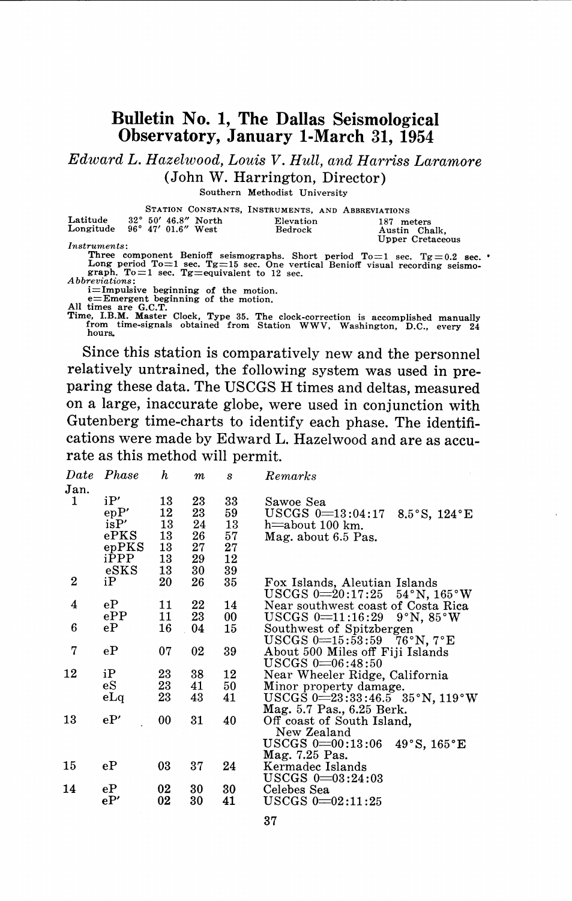# Bulletin No. 1, The Dallas Seismological Observatory, January 1-March 31, 1954

*Edward L. Hazelwood, Louis V. Hull, and Harriss Laramore*

(John W. Harrington, Director)

Southern Methodist University

STATION CONSTANTS, INSTRUMENTS, AND ABBREVIATIONS

| | | | |
|---|---|---|---|
| Latitude 32° 50′ 46.8″ North | | Elevation | 187 meters |
| Longitude 96° 47′ 01.6″ West | | Bedrock | Austin Chalk, Upper Cretaceous |

*Instruments*:

Three component Benioff seismographs. Short period To=1 sec. Tg=0.2 sec. Long period To=1 sec. Tg=15 sec. One vertical Benioff visual recording seismograph. To=1 sec. Tg=equivalent to 12 sec.

*Abbreviations*:

i=Impulsive beginning of the motion.
e=Emergent beginning of the motion.

All times are G.C.T.

Time, I.B.M. Master Clock, Type 35. The clock-correction is accomplished manually from time-signals obtained from Station WWV, Washington, D.C., every 24 hours.

Since this station is comparatively new and the personnel relatively untrained, the following system was used in preparing these data. The USCGS H times and deltas, measured on a large, inaccurate globe, were used in conjunction with Gutenberg time-charts to identify each phase. The identifications were made by Edward L. Hazelwood and are as accurate as this method will permit.

| *Date* | *Phase* | *h* | *m* | *s* | *Remarks* |
|---|---|---|---|---|---|
| Jan. | | | | | |
| 1 | iP′ | 13 | 23 | 33 | Sawoe Sea |
| | epP′ | 12 | 23 | 59 | USCGS 0=13:04:17 8.5°S, 124°E |
| | isP′ | 13 | 24 | 13 | h=about 100 km. |
| | ePKS | 13 | 26 | 57 | Mag. about 6.5 Pas. |
| | epPKS | 13 | 27 | 27 | |
| | iPPP | 13 | 29 | 12 | |
| | eSKS | 13 | 30 | 39 | |
| 2 | iP | 20 | 26 | 35 | Fox Islands, Aleutian Islands |
| | | | | | USCGS 0=20:17:25 54°N, 165°W |
| 4 | eP | 11 | 22 | 14 | Near southwest coast of Costa Rica |
| | ePP | 11 | 23 | 00 | USCGS 0=11:16:29 9°N, 85°W |
| 6 | eP | 16 | 04 | 15 | Southwest of Spitzbergen |
| | | | | | USCGS 0=15:53:59 76°N, 7°E |
| 7 | eP | 07 | 02 | 39 | About 500 Miles off Fiji Islands |
| | | | | | USCGS 0=06:48:50 |
| 12 | iP | 23 | 38 | 12 | Near Wheeler Ridge, California |
| | eS | 23 | 41 | 50 | Minor property damage. |
| | eLq | 23 | 43 | 41 | USCGS 0=23:33:46.5 35°N, 119°W |
| | | | | | Mag. 5.7 Pas., 6.25 Berk. |
| 13 | eP′ | 00 | 31 | 40 | Off coast of South Island, New Zealand |
| | | | | | USCGS 0=00:13:06 49°S, 165°E |
| | | | | | Mag. 7.25 Pas. |
| 15 | eP | 03 | 37 | 24 | Kermadec Islands |
| | | | | | USCGS 0=03:24:03 |
| 14 | eP | 02 | 30 | 30 | Celebes Sea |
| | eP′ | 02 | 30 | 41 | USCGS 0=02:11:25 |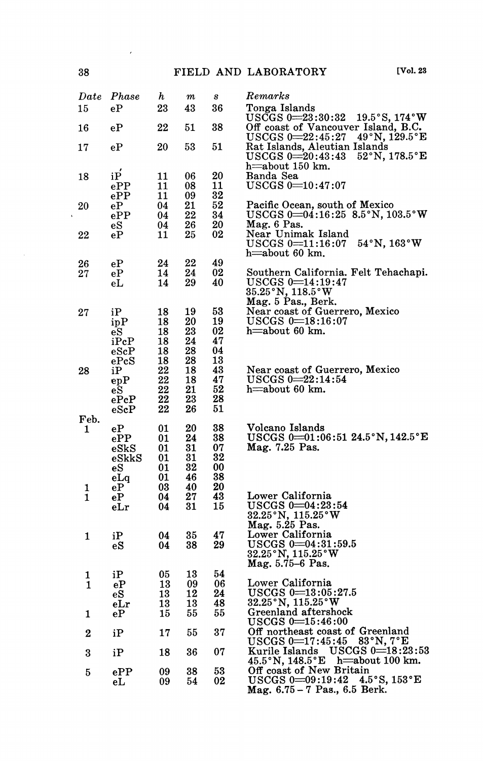| Date | Phase | h | m | s | Remarks |
|---|---|---|---|---|---|
| 15 | eP | 23 | 43 | 36 | Tonga Islands USCGS 0=23:30:32 19.5°S, 174°W |
| 16 | eP | 22 | 51 | 38 | Off coast of Vancouver Island, B.C. USCGS 0=22:45:27 49°N, 129.5°E |
| 17 | eP | 20 | 53 | 51 | Rat Islands, Aleutian Islands USCGS 0=20:43:43 52°N, 178.5°E h=about 150 km. |
| 18 | iP′ | 11 | 06 | 20 | Banda Sea |
| | ePP | 11 | 08 | 11 | USCGS 0=10:47:07 |
| | ePP | 11 | 09 | 32 | |
| 20 | eP | 04 | 21 | 52 | Pacific Ocean, south of Mexico |
| | ePP | 04 | 22 | 34 | USCGS 0=04:16:25 8.5°N, 103.5°W |
| | eS | 04 | 26 | 20 | Mag. 6 Pas. |
| 22 | eP | 11 | 25 | 02 | Near Unimak Island USCGS 0=11:16:07 54°N, 163°W h=about 60 km. |
| 26 | eP | 24 | 22 | 49 | |
| 27 | eP | 14 | 24 | 02 | Southern California. Felt Tehachapi. |
| | eL | 14 | 29 | 40 | USCGS 0=14:19:47 35.25°N, 118.5°W Mag. 5 Pas., Berk. |
| 27 | iP | 18 | 19 | 53 | Near coast of Guerrero, Mexico |
| | ipP | 18 | 20 | 19 | USCGS 0=18:16:07 |
| | eS | 18 | 23 | 02 | h=about 60 km. |
| | iPcP | 18 | 24 | 47 | |
| | eScP | 18 | 28 | 04 | |
| | ePcS | 18 | 28 | 13 | |
| 28 | iP | 22 | 18 | 43 | Near coast of Guerrero, Mexico |
| | epP | 22 | 18 | 47 | USCGS 0=22:14:54 |
| | eS | 22 | 21 | 52 | h=about 60 km. |
| | ePcP | 22 | 23 | 28 | |
| | eScP | 22 | 26 | 51 | |
| Feb. | | | | | |
| 1 | eP | 01 | 20 | 38 | Volcano Islands |
| | ePP | 01 | 24 | 38 | USCGS 0=01:06:51 24.5°N, 142.5°E |
| | eSkS | 01 | 31 | 07 | Mag. 7.25 Pas. |
| | eSkkS | 01 | 31 | 32 | |
| | eS | 01 | 32 | 00 | |
| | eLq | 01 | 46 | 38 | |
| 1 | eP | 03 | 40 | 20 | |
| 1 | eP | 04 | 27 | 43 | Lower California |
| | eLr | 04 | 31 | 15 | USCGS 0=04:23:54 32.25°N, 115.25°W Mag. 5.25 Pas. |
| 1 | iP | 04 | 35 | 47 | Lower California |
| | eS | 04 | 38 | 29 | USCGS 0=04:31:59.5 32.25°N, 115.25°W Mag. 5.75–6 Pas. |
| 1 | iP | 05 | 13 | 54 | |
| 1 | eP | 13 | 09 | 06 | Lower California |
| | eS | 13 | 12 | 24 | USCGS 0=13:05:27.5 |
| | eLr | 13 | 13 | 48 | 32.25°N, 115.25°W |
| 1 | eP | 15 | 55 | 55 | Greenland aftershock USCGS 0=15:46:00 |
| 2 | iP | 17 | 55 | 37 | Off northeast coast of Greenland USCGS 0=17:45:45 83°N, 7°E |
| 3 | iP | 18 | 36 | 07 | Kurile Islands USCGS 0=18:23:53 45.5°N, 148.5°E h=about 100 km. |
| 5 | ePP | 09 | 38 | 53 | Off coast of New Britain |
| | eL | 09 | 54 | 02 | USCGS 0=09:19:42 4.5°S, 153°E Mag. 6.75 – 7 Pas., 6.5 Berk. |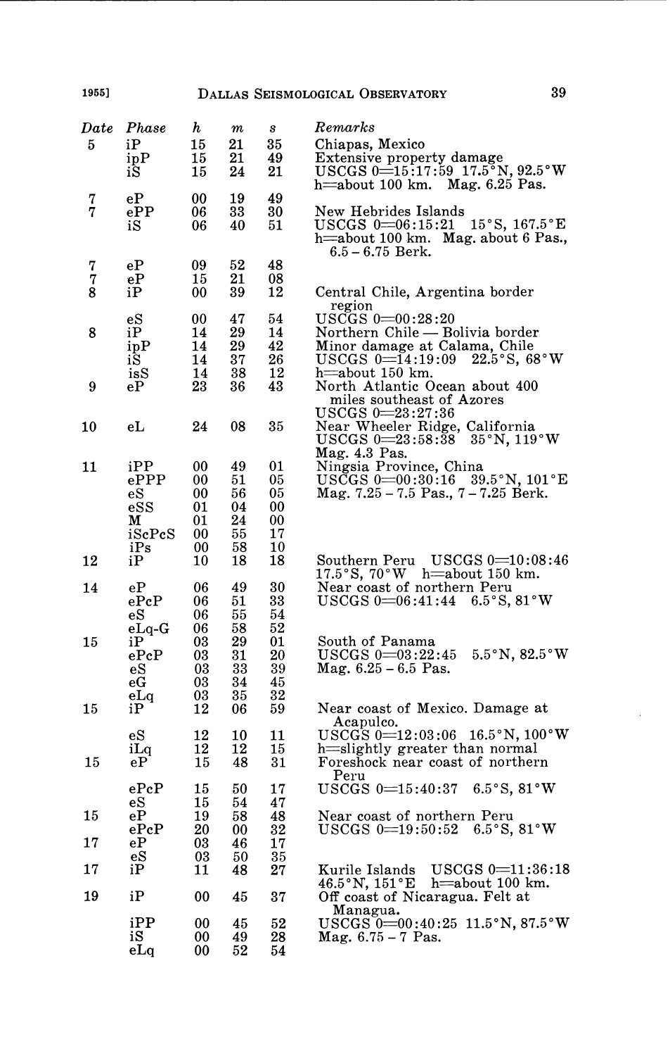| Date | Phase | h | m | s | Remarks |
|---|---|---|---|---|---|
| 5 | iP | 15 | 21 | 35 | Chiapas, Mexico |
| | ipP | 15 | 21 | 49 | Extensive property damage |
| | iS | 15 | 24 | 21 | USCGS 0=15:17:59 17.5°N, 92.5°W h=about 100 km. Mag. 6.25 Pas. |
| 7 | eP | 00 | 19 | 49 | |
| 7 | ePP | 06 | 33 | 30 | New Hebrides Islands |
| | iS | 06 | 40 | 51 | USCGS 0=06:15:21 15°S, 167.5°E h=about 100 km. Mag. about 6 Pas., 6.5 – 6.75 Berk. |
| 7 | eP | 09 | 52 | 48 | |
| 7 | eP | 15 | 21 | 08 | |
| 8 | iP | 00 | 39 | 12 | Central Chile, Argentina border region |
| | eS | 00 | 47 | 54 | USCGS 0=00:28:20 |
| 8 | iP | 14 | 29 | 14 | Northern Chile — Bolivia border |
| | ipP | 14 | 29 | 42 | Minor damage at Calama, Chile |
| | iS | 14 | 37 | 26 | USCGS 0=14:19:09 22.5°S, 68°W |
| | isS | 14 | 38 | 12 | h=about 150 km. |
| 9 | eP | 23 | 36 | 43 | North Atlantic Ocean about 400 miles southeast of Azores USCGS 0=23:27:36 |
| 10 | eL | 24 | 08 | 35 | Near Wheeler Ridge, California USCGS 0=23:58:38 35°N, 119°W Mag. 4.3 Pas. |
| 11 | iPP | 00 | 49 | 01 | Ningsia Province, China |
| | ePPP | 00 | 51 | 05 | USCGS 0=00:30:16 39.5°N, 101°E |
| | eS | 00 | 56 | 05 | Mag. 7.25 – 7.5 Pas., 7 – 7.25 Berk. |
| | eSS | 01 | 04 | 00 | |
| | M | 01 | 24 | 00 | |
| | iScPcS | 00 | 55 | 17 | |
| | iPs | 00 | 58 | 10 | |
| 12 | iP | 10 | 18 | 18 | Southern Peru USCGS 0=10:08:46 17.5°S, 70°W h=about 150 km. |
| 14 | eP | 06 | 49 | 30 | Near coast of northern Peru |
| | ePcP | 06 | 51 | 33 | USCGS 0=06:41:44 6.5°S, 81°W |
| | eS | 06 | 55 | 54 | |
| | eLq-G | 06 | 58 | 52 | |
| 15 | iP | 03 | 29 | 01 | South of Panama |
| | ePcP | 03 | 31 | 20 | USCGS 0=03:22:45 5.5°N, 82.5°W |
| | eS | 03 | 33 | 39 | Mag. 6.25 – 6.5 Pas. |
| | eG | 03 | 34 | 45 | |
| | eLq | 03 | 35 | 32 | |
| 15 | iP | 12 | 06 | 59 | Near coast of Mexico. Damage at Acapulco. |
| | eS | 12 | 10 | 11 | USCGS 0=12:03:06 16.5°N, 100°W |
| | iLq | 12 | 12 | 15 | h=slightly greater than normal |
| 15 | eP | 15 | 48 | 31 | Foreshock near coast of northern Peru |
| | ePcP | 15 | 50 | 17 | USCGS 0=15:40:37 6.5°S, 81°W |
| | eS | 15 | 54 | 47 | |
| 15 | eP | 19 | 58 | 48 | Near coast of northern Peru |
| | ePcP | 20 | 00 | 32 | USCGS 0=19:50:52 6.5°S, 81°W |
| 17 | eP | 03 | 46 | 17 | |
| | eS | 03 | 50 | 35 | |
| 17 | iP | 11 | 48 | 27 | Kurile Islands USCGS 0=11:36:18 46.5°N, 151°E h=about 100 km. |
| 19 | iP | 00 | 45 | 37 | Off coast of Nicaragua. Felt at Managua. |
| | iPP | 00 | 45 | 52 | USCGS 0=00:40:25 11.5°N, 87.5°W |
| | iS | 00 | 49 | 28 | Mag. 6.75 – 7 Pas. |
| | eLq | 00 | 52 | 54 | |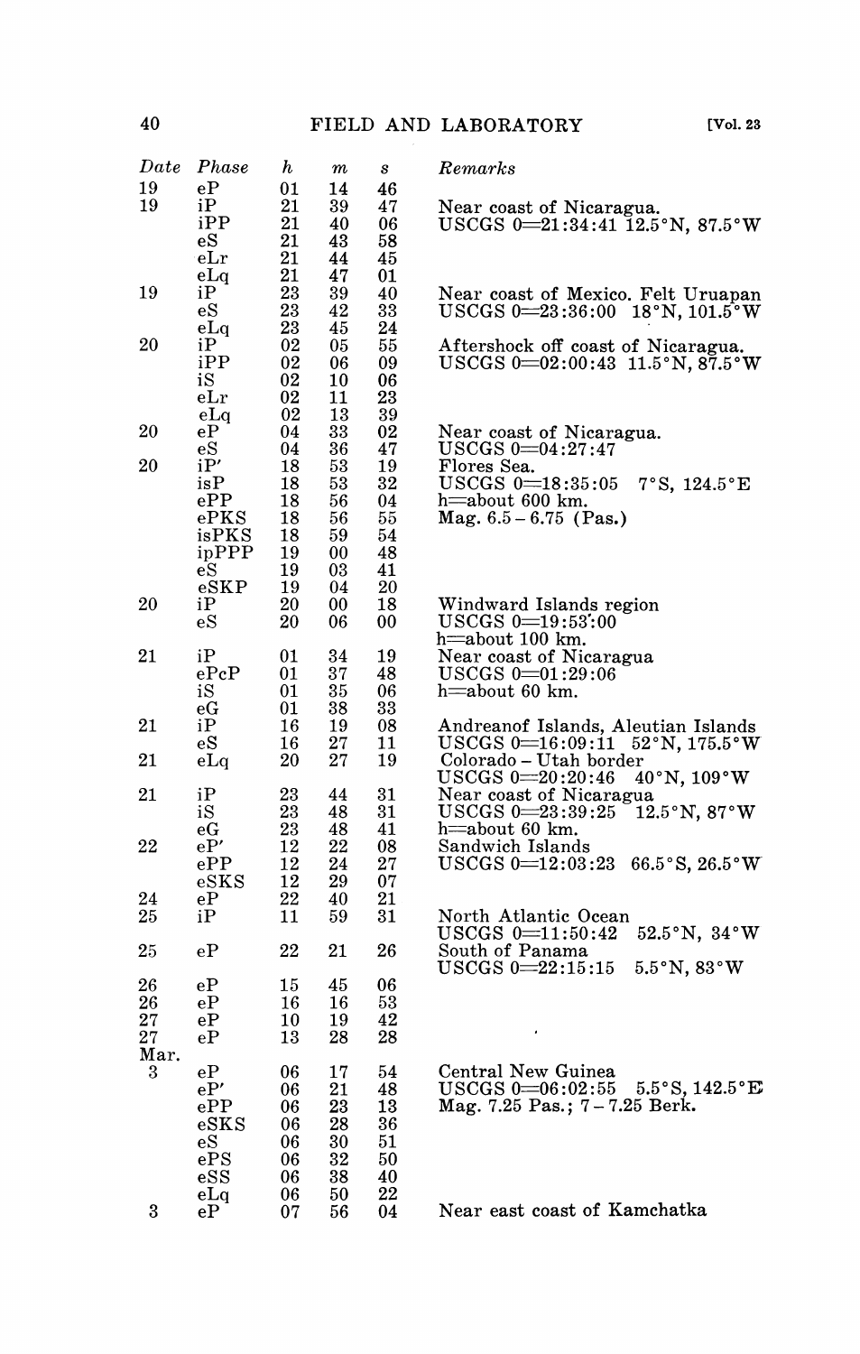| Date | Phase | h | m | s | Remarks |
|---|---|---|---|---|---|
| 19 | eP | 01 | 14 | 46 | |
| 19 | iP | 21 | 39 | 47 | Near coast of Nicaragua. |
| | iPP | 21 | 40 | 06 | USCGS 0=21:34:41 12.5°N, 87.5°W |
| | eS | 21 | 43 | 58 | |
| | eLr | 21 | 44 | 45 | |
| | eLq | 21 | 47 | 01 | |
| 19 | iP | 23 | 39 | 40 | Near coast of Mexico. Felt Uruapan |
| | eS | 23 | 42 | 33 | USCGS 0=23:36:00 18°N, 101.5°W |
| | eLq | 23 | 45 | 24 | |
| 20 | iP | 02 | 05 | 55 | Aftershock off coast of Nicaragua. |
| | iPP | 02 | 06 | 09 | USCGS 0=02:00:43 11.5°N, 87.5°W |
| | iS | 02 | 10 | 06 | |
| | eLr | 02 | 11 | 23 | |
| | eLq | 02 | 13 | 39 | |
| 20 | eP | 04 | 33 | 02 | Near coast of Nicaragua. |
| | eS | 04 | 36 | 47 | USCGS 0=04:27:47 |
| 20 | iP′ | 18 | 53 | 19 | Flores Sea. |
| | isP | 18 | 53 | 32 | USCGS 0=18:35:05 7°S, 124.5°E |
| | ePP | 18 | 56 | 04 | h=about 600 km. |
| | ePKS | 18 | 56 | 55 | Mag. 6.5 – 6.75 (Pas.) |
| | isPKS | 18 | 59 | 54 | |
| | ipPPP | 19 | 00 | 48 | |
| | eS | 19 | 03 | 41 | |
| | eSKP | 19 | 04 | 20 | |
| 20 | iP | 20 | 00 | 18 | Windward Islands region |
| | eS | 20 | 06 | 00 | USCGS 0=19:53:00 |
| | | | | | h=about 100 km. |
| 21 | iP | 01 | 34 | 19 | Near coast of Nicaragua |
| | ePcP | 01 | 37 | 48 | USCGS 0=01:29:06 |
| | iS | 01 | 35 | 06 | h=about 60 km. |
| | eG | 01 | 38 | 33 | |
| 21 | iP | 16 | 19 | 08 | Andreanof Islands, Aleutian Islands |
| | eS | 16 | 27 | 11 | USCGS 0=16:09:11 52°N, 175.5°W |
| 21 | eLq | 20 | 27 | 19 | Colorado – Utah border |
| | | | | | USCGS 0=20:20:46 40°N, 109°W |
| 21 | iP | 23 | 44 | 31 | Near coast of Nicaragua |
| | iS | 23 | 48 | 31 | USCGS 0=23:39:25 12.5°N, 87°W |
| | eG | 23 | 48 | 41 | h=about 60 km. |
| 22 | eP′ | 12 | 22 | 08 | Sandwich Islands |
| | ePP | 12 | 24 | 27 | USCGS 0=12:03:23 66.5°S, 26.5°W |
| | eSKS | 12 | 29 | 07 | |
| 24 | eP | 22 | 40 | 21 | |
| 25 | iP | 11 | 59 | 31 | North Atlantic Ocean |
| | | | | | USCGS 0=11:50:42 52.5°N, 34°W |
| 25 | eP | 22 | 21 | 26 | South of Panama |
| | | | | | USCGS 0=22:15:15 5.5°N, 83°W |
| 26 | eP | 15 | 45 | 06 | |
| 26 | eP | 16 | 16 | 53 | |
| 27 | eP | 10 | 19 | 42 | |
| 27 | eP | 13 | 28 | 28 | |
| Mar. | | | | | |
| 3 | eP | 06 | 17 | 54 | Central New Guinea |
| | eP′ | 06 | 21 | 48 | USCGS 0=06:02:55 5.5°S, 142.5°E |
| | ePP | 06 | 23 | 13 | Mag. 7.25 Pas.; 7 – 7.25 Berk. |
| | eSKS | 06 | 28 | 36 | |
| | eS | 06 | 30 | 51 | |
| | ePS | 06 | 32 | 50 | |
| | eSS | 06 | 38 | 40 | |
| | eLq | 06 | 50 | 22 | |
| 3 | eP | 07 | 56 | 04 | Near east coast of Kamchatka |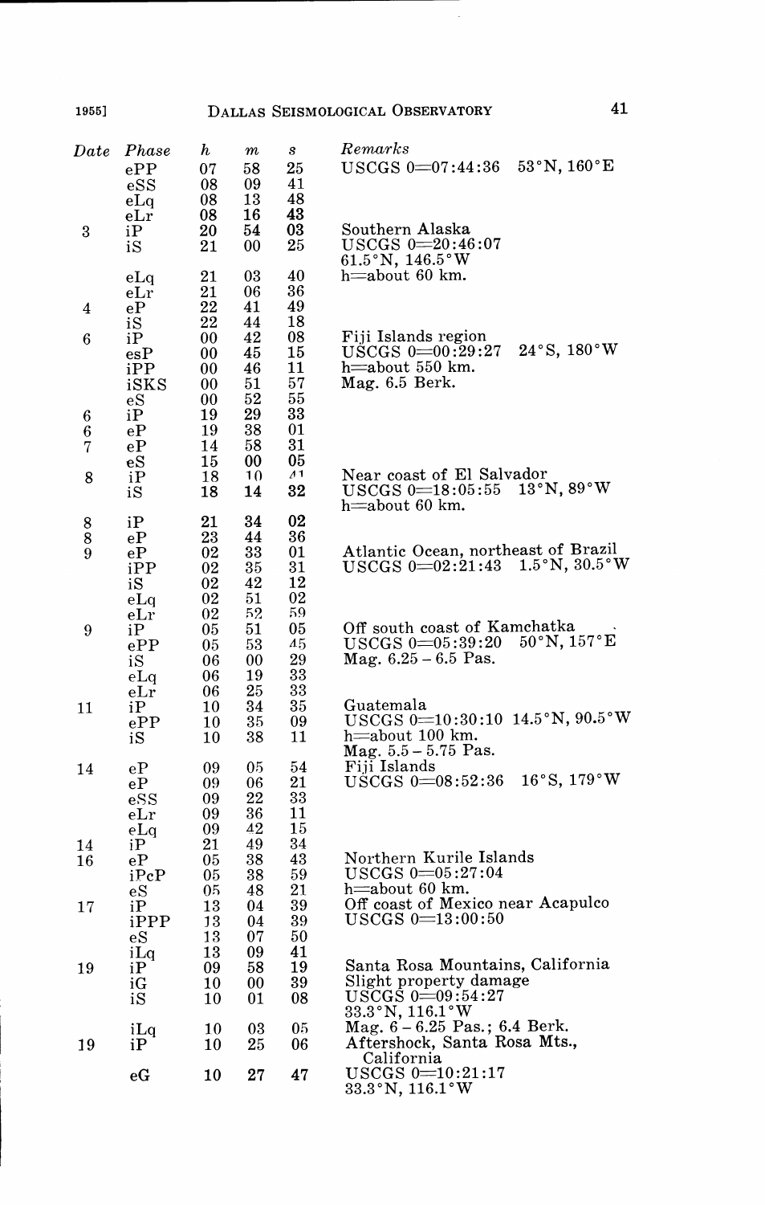| Date | Phase | h | m | s | Remarks |
|---|---|---|---|---|---|
| | ePP | 07 | 58 | 25 | USCGS 0=07:44:36 53°N, 160°E |
| | eSS | 08 | 09 | 41 | |
| | eLq | 08 | 13 | 48 | |
| | eLr | 08 | 16 | 43 | |
| 3 | iP | 20 | 54 | 03 | Southern Alaska |
| | iS | 21 | 00 | 25 | USCGS 0=20:46:07 61.5°N, 146.5°W |
| | eLq | 21 | 03 | 40 | h=about 60 km. |
| | eLr | 21 | 06 | 36 | |
| 4 | eP | 22 | 41 | 49 | |
| | iS | 22 | 44 | 18 | |
| 6 | iP | 00 | 42 | 08 | Fiji Islands region |
| | esP | 00 | 45 | 15 | USCGS 0=00:29:27 24°S, 180°W |
| | iPP | 00 | 46 | 11 | h=about 550 km. |
| | iSKS | 00 | 51 | 57 | Mag. 6.5 Berk. |
| | eS | 00 | 52 | 55 | |
| 6 | iP | 19 | 29 | 33 | |
| 6 | eP | 19 | 38 | 01 | |
| 7 | eP | 14 | 58 | 31 | |
| | eS | 15 | 00 | 05 | |
| 8 | iP | 18 | 10 | 41 | Near coast of El Salvador |
| | iS | 18 | 14 | 32 | USCGS 0=18:05:55 13°N, 89°W h=about 60 km. |
| 8 | iP | 21 | 34 | 02 | |
| 8 | eP | 23 | 44 | 36 | |
| 9 | eP | 02 | 33 | 01 | Atlantic Ocean, northeast of Brazil |
| | iPP | 02 | 35 | 31 | USCGS 0=02:21:43 1.5°N, 30.5°W |
| | iS | 02 | 42 | 12 | |
| | eLq | 02 | 51 | 02 | |
| | eLr | 02 | 52 | 59 | |
| 9 | iP | 05 | 51 | 05 | Off south coast of Kamchatka |
| | ePP | 05 | 53 | 45 | USCGS 0=05:39:20 50°N, 157°E |
| | iS | 06 | 00 | 29 | Mag. 6.25 – 6.5 Pas. |
| | eLq | 06 | 19 | 33 | |
| | eLr | 06 | 25 | 33 | |
| 11 | iP | 10 | 34 | 35 | Guatemala |
| | ePP | 10 | 35 | 09 | USCGS 0=10:30:10 14.5°N, 90.5°W |
| | iS | 10 | 38 | 11 | h=about 100 km. Mag. 5.5 – 5.75 Pas. |
| 14 | eP | 09 | 05 | 54 | Fiji Islands |
| | eP | 09 | 06 | 21 | USCGS 0=08:52:36 16°S, 179°W |
| | eSS | 09 | 22 | 33 | |
| | eLr | 09 | 36 | 11 | |
| | eLq | 09 | 42 | 15 | |
| 14 | iP | 21 | 49 | 34 | |
| 16 | eP | 05 | 38 | 43 | Northern Kurile Islands |
| | iPcP | 05 | 38 | 59 | USCGS 0=05:27:04 |
| | eS | 05 | 48 | 21 | h=about 60 km. |
| 17 | iP | 13 | 04 | 39 | Off coast of Mexico near Acapulco |
| | iPPP | 13 | 04 | 39 | USCGS 0=13:00:50 |
| | eS | 13 | 07 | 50 | |
| | iLq | 13 | 09 | 41 | |
| 19 | iP | 09 | 58 | 19 | Santa Rosa Mountains, California |
| | iG | 10 | 00 | 39 | Slight property damage |
| | iS | 10 | 01 | 08 | USCGS 0=09:54:27 33.3°N, 116.1°W |
| | iLq | 10 | 03 | 05 | Mag. 6 – 6.25 Pas.; 6.4 Berk. |
| 19 | iP | 10 | 25 | 06 | Aftershock, Santa Rosa Mts., California |
| | eG | 10 | 27 | 47 | USCGS 0=10:21:17 33.3°N, 116.1°W |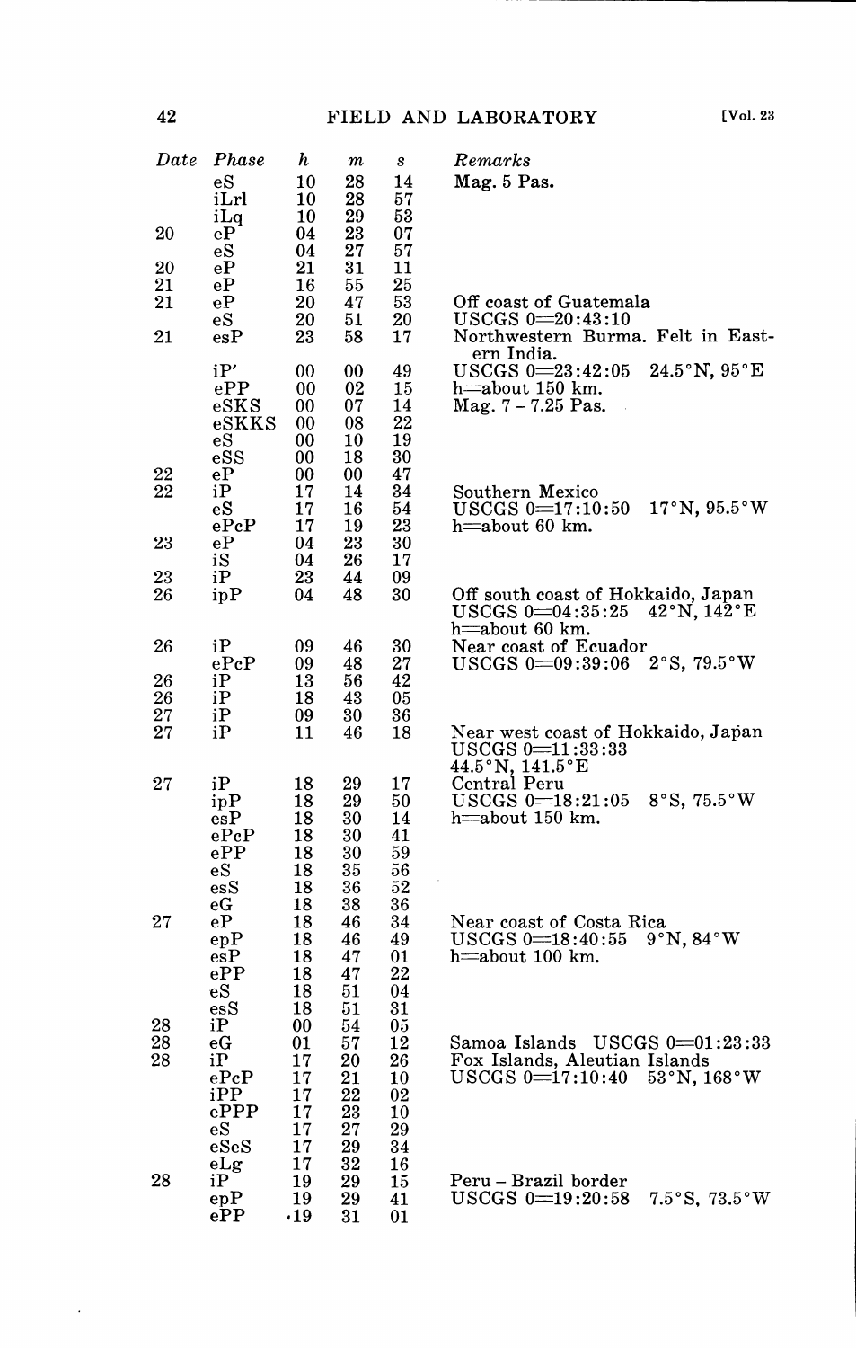| Date | Phase | h | m | s | Remarks |
|---|---|---|---|---|---|
| | eS | 10 | 28 | 14 | Mag. 5 Pas. |
| | iLrl | 10 | 28 | 57 | |
| | iLq | 10 | 29 | 53 | |
| 20 | eP | 04 | 23 | 07 | |
| | eS | 04 | 27 | 57 | |
| 20 | eP | 21 | 31 | 11 | |
| 21 | eP | 16 | 55 | 25 | |
| 21 | eP | 20 | 47 | 53 | Off coast of Guatemala |
| | eS | 20 | 51 | 20 | USCGS 0=20:43:10 |
| 21 | esP | 23 | 58 | 17 | Northwestern Burma. Felt in Eastern India. |
| | iP′ | 00 | 00 | 49 | USCGS 0=23:42:05 24.5°N, 95°E |
| | ePP | 00 | 02 | 15 | h=about 150 km. |
| | eSKS | 00 | 07 | 14 | Mag. 7 – 7.25 Pas. |
| | eSKKS | 00 | 08 | 22 | |
| | eS | 00 | 10 | 19 | |
| | eSS | 00 | 18 | 30 | |
| 22 | eP | 00 | 00 | 47 | |
| 22 | iP | 17 | 14 | 34 | Southern Mexico |
| | eS | 17 | 16 | 54 | USCGS 0=17:10:50 17°N, 95.5°W |
| | ePcP | 17 | 19 | 23 | h=about 60 km. |
| 23 | eP | 04 | 23 | 30 | |
| | iS | 04 | 26 | 17 | |
| 23 | iP | 23 | 44 | 09 | |
| 26 | ipP | 04 | 48 | 30 | Off south coast of Hokkaido, Japan USCGS 0=04:35:25 42°N, 142°E h=about 60 km. |
| 26 | iP | 09 | 46 | 30 | Near coast of Ecuador |
| | ePcP | 09 | 48 | 27 | USCGS 0=09:39:06 2°S, 79.5°W |
| 26 | iP | 13 | 56 | 42 | |
| 26 | iP | 18 | 43 | 05 | |
| 27 | iP | 09 | 30 | 36 | |
| 27 | iP | 11 | 46 | 18 | Near west coast of Hokkaido, Japan USCGS 0=11:33:33 44.5°N, 141.5°E |
| 27 | iP | 18 | 29 | 17 | Central Peru |
| | ipP | 18 | 29 | 50 | USCGS 0=18:21:05 8°S, 75.5°W |
| | esP | 18 | 30 | 14 | h=about 150 km. |
| | ePcP | 18 | 30 | 41 | |
| | ePP | 18 | 30 | 59 | |
| | eS | 18 | 35 | 56 | |
| | esS | 18 | 36 | 52 | |
| | eG | 18 | 38 | 36 | |
| 27 | eP | 18 | 46 | 34 | Near coast of Costa Rica |
| | epP | 18 | 46 | 49 | USCGS 0=18:40:55 9°N, 84°W |
| | esP | 18 | 47 | 01 | h=about 100 km. |
| | ePP | 18 | 47 | 22 | |
| | eS | 18 | 51 | 04 | |
| | esS | 18 | 51 | 31 | |
| 28 | iP | 00 | 54 | 05 | |
| 28 | eG | 01 | 57 | 12 | Samoa Islands USCGS 0=01:23:33 |
| 28 | iP | 17 | 20 | 26 | Fox Islands, Aleutian Islands |
| | ePcP | 17 | 21 | 10 | USCGS 0=17:10:40 53°N, 168°W |
| | iPP | 17 | 22 | 02 | |
| | ePPP | 17 | 23 | 10 | |
| | eS | 17 | 27 | 29 | |
| | eSeS | 17 | 29 | 34 | |
| | eLg | 17 | 32 | 16 | |
| 28 | iP | 19 | 29 | 15 | Peru – Brazil border |
| | epP | 19 | 29 | 41 | USCGS 0=19:20:58 7.5°S, 73.5°W |
| | ePP | 19 | 31 | 01 | |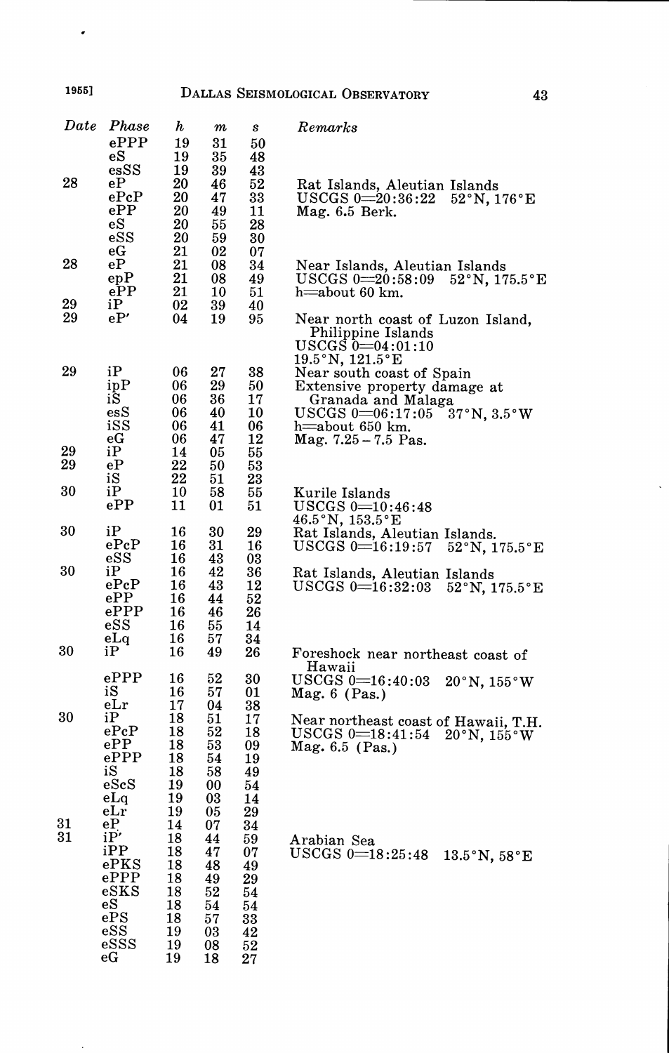| Date | Phase | h | m | s | Remarks |
|---|---|---|---|---|---|
| | ePPP | 19 | 31 | 50 | |
| | eS | 19 | 35 | 48 | |
| | esSS | 19 | 39 | 43 | |
| 28 | eP | 20 | 46 | 52 | Rat Islands, Aleutian Islands |
| | ePcP | 20 | 47 | 33 | USCGS 0=20:36:22  52°N, 176°E |
| | ePP | 20 | 49 | 11 | Mag. 6.5 Berk. |
| | eS | 20 | 55 | 28 | |
| | eSS | 20 | 59 | 30 | |
| | eG | 21 | 02 | 07 | |
| 28 | eP | 21 | 08 | 34 | Near Islands, Aleutian Islands |
| | epP | 21 | 08 | 49 | USCGS 0=20:58:09  52°N, 175.5°E |
| | ePP | 21 | 10 | 51 | h=about 60 km. |
| 29 | iP | 02 | 39 | 40 | |
| 29 | eP' | 04 | 19 | 95 | Near north coast of Luzon Island, Philippine Islands USCGS 0=04:01:10 19.5°N, 121.5°E |
| 29 | iP | 06 | 27 | 38 | Near south coast of Spain |
| | ipP | 06 | 29 | 50 | Extensive property damage at |
| | iS | 06 | 36 | 17 | Granada and Malaga |
| | esS | 06 | 40 | 10 | USCGS 0=06:17:05  37°N, 3.5°W |
| | iSS | 06 | 41 | 06 | h=about 650 km. |
| | eG | 06 | 47 | 12 | Mag. 7.25 – 7.5 Pas. |
| 29 | iP | 14 | 05 | 55 | |
| 29 | eP | 22 | 50 | 53 | |
| | iS | 22 | 51 | 23 | |
| 30 | iP | 10 | 58 | 55 | Kurile Islands |
| | ePP | 11 | 01 | 51 | USCGS 0=10:46:48 46.5°N, 153.5°E |
| 30 | iP | 16 | 30 | 29 | Rat Islands, Aleutian Islands. |
| | ePcP | 16 | 31 | 16 | USCGS 0=16:19:57  52°N, 175.5°E |
| | eSS | 16 | 43 | 03 | |
| 30 | iP | 16 | 42 | 36 | Rat Islands, Aleutian Islands |
| | ePcP | 16 | 43 | 12 | USCGS 0=16:32:03  52°N, 175.5°E |
| | ePP | 16 | 44 | 52 | |
| | ePPP | 16 | 46 | 26 | |
| | eSS | 16 | 55 | 14 | |
| | eLq | 16 | 57 | 34 | |
| 30 | iP | 16 | 49 | 26 | Foreshock near northeast coast of Hawaii |
| | ePPP | 16 | 52 | 30 | USCGS 0=16:40:03  20°N, 155°W |
| | iS | 16 | 57 | 01 | Mag. 6 (Pas.) |
| | eLr | 17 | 04 | 38 | |
| 30 | iP | 18 | 51 | 17 | Near northeast coast of Hawaii, T.H. |
| | ePcP | 18 | 52 | 18 | USCGS 0=18:41:54  20°N, 155°W |
| | ePP | 18 | 53 | 09 | Mag. 6.5 (Pas.) |
| | ePPP | 18 | 54 | 19 | |
| | iS | 18 | 58 | 49 | |
| | eScS | 19 | 00 | 54 | |
| | eLq | 19 | 03 | 14 | |
| | eLr | 19 | 05 | 29 | |
| 31 | eP | 14 | 07 | 34 | |
| 31 | iP' | 18 | 44 | 59 | Arabian Sea |
| | iPP | 18 | 47 | 07 | USCGS 0=18:25:48  13.5°N, 58°E |
| | ePKS | 18 | 48 | 49 | |
| | ePPP | 18 | 49 | 29 | |
| | eSKS | 18 | 52 | 54 | |
| | eS | 18 | 54 | 54 | |
| | ePS | 18 | 57 | 33 | |
| | eSS | 19 | 03 | 42 | |
| | eSSS | 19 | 08 | 52 | |
| | eG | 19 | 18 | 27 | |